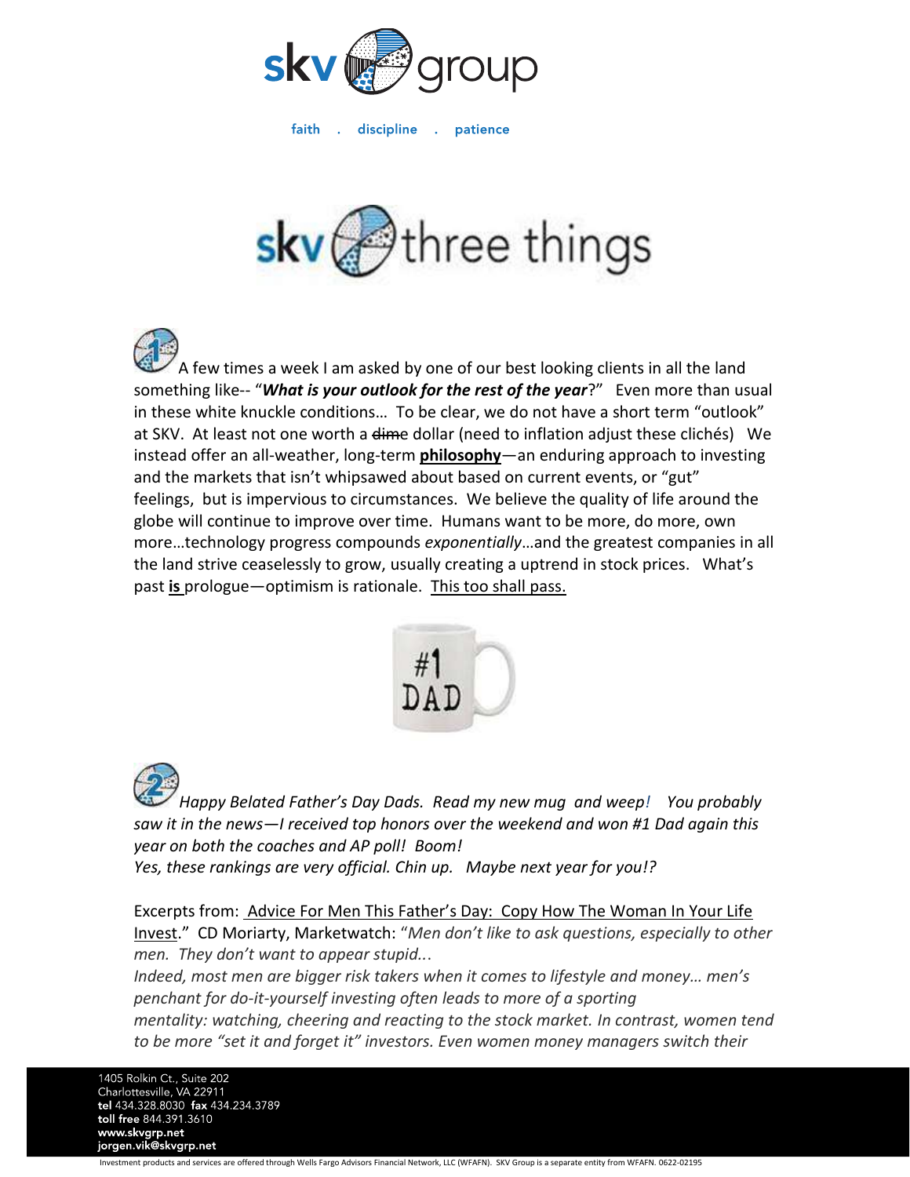skv group

faith . discipline . patience

# skv three things

1 A few times a week I am asked by one of our best looking clients in all the land something like-- "***What is your outlook for the rest of the year***?" Even more than usual in these white knuckle conditions… To be clear, we do not have a short term "outlook" at SKV. At least not one worth a ~~dime~~ dollar (need to inflation adjust these clichés) We instead offer an all-weather, long-term **philosophy**—an enduring approach to investing and the markets that isn't whipsawed about based on current events, or "gut" feelings, but is impervious to circumstances. We believe the quality of life around the globe will continue to improve over time. Humans want to be more, do more, own more…technology progress compounds *exponentially*…and the greatest companies in all the land strive ceaselessly to grow, usually creating a uptrend in stock prices. What's past **is** prologue—optimism is rationale. This too shall pass.

#1 DAD

2 *Happy Belated Father's Day Dads. Read my new mug and weep! You probably saw it in the news—I received top honors over the weekend and won #1 Dad again this year on both the coaches and AP poll! Boom!*
*Yes, these rankings are very official. Chin up. Maybe next year for you!?*

Excerpts from: "Advice For Men This Father's Day: Copy How The Woman In Your Life Invest." CD Moriarty, Marketwatch: "*Men don't like to ask questions, especially to other men. They don't want to appear stupid...*
*Indeed, most men are bigger risk takers when it comes to lifestyle and money… men's penchant for do-it-yourself investing often leads to more of a sporting mentality: watching, cheering and reacting to the stock market. In contrast, women tend to be more "set it and forget it" investors. Even women money managers switch their*

1405 Rolkin Ct., Suite 202
Charlottesville, VA 22911
**tel** 434.328.8030 **fax** 434.234.3789
**toll free** 844.391.3610
**www.skvgrp.net**
**jorgen.vik@skvgrp.net**

Investment products and services are offered through Wells Fargo Advisors Financial Network, LLC (WFAFN). SKV Group is a separate entity from WFAFN. 0622-02195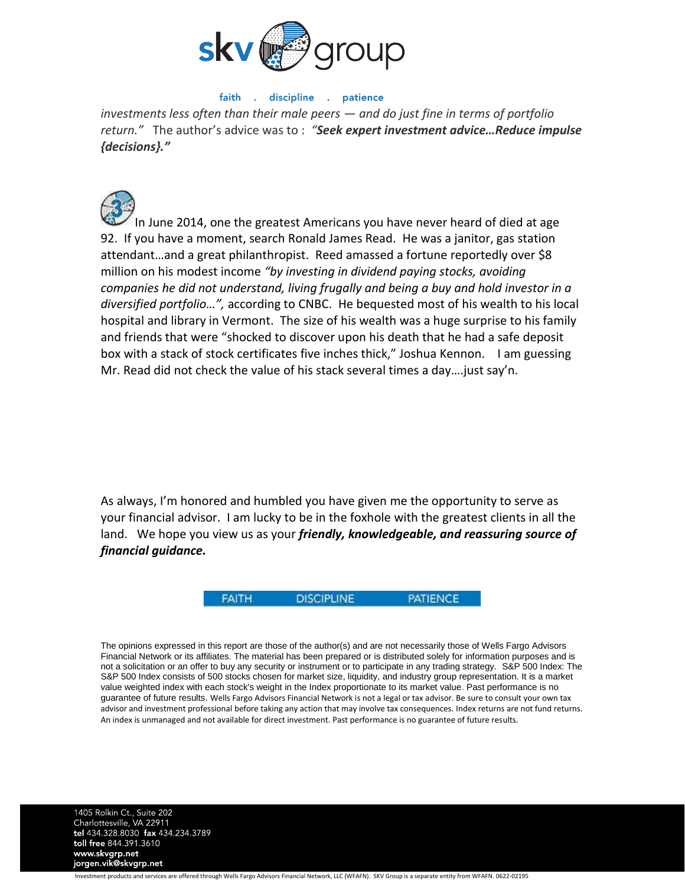*investments less often than their male peers — and do just fine in terms of portfolio return."* The author's advice was to : ***"Seek expert investment advice…Reduce impulse {decisions}."***

In June 2014, one the greatest Americans you have never heard of died at age 92. If you have a moment, search Ronald James Read. He was a janitor, gas station attendant…and a great philanthropist. Reed amassed a fortune reportedly over $8 million on his modest income *"by investing in dividend paying stocks, avoiding companies he did not understand, living frugally and being a buy and hold investor in a diversified portfolio…",* according to CNBC. He bequested most of his wealth to his local hospital and library in Vermont. The size of his wealth was a huge surprise to his family and friends that were "shocked to discover upon his death that he had a safe deposit box with a stack of stock certificates five inches thick," Joshua Kennon. I am guessing Mr. Read did not check the value of his stack several times a day….just say'n.

As always, I'm honored and humbled you have given me the opportunity to serve as your financial advisor. I am lucky to be in the foxhole with the greatest clients in all the land. We hope you view us as your ***friendly, knowledgeable, and reassuring source of financial guidance.***

FAITH DISCIPLINE PATIENCE

The opinions expressed in this report are those of the author(s) and are not necessarily those of Wells Fargo Advisors Financial Network or its affiliates. The material has been prepared or is distributed solely for information purposes and is not a solicitation or an offer to buy any security or instrument or to participate in any trading strategy. S&P 500 Index: The S&P 500 Index consists of 500 stocks chosen for market size, liquidity, and industry group representation. It is a market value weighted index with each stock's weight in the Index proportionate to its market value. Past performance is no guarantee of future results. Wells Fargo Advisors Financial Network is not a legal or tax advisor. Be sure to consult your own tax advisor and investment professional before taking any action that may involve tax consequences. Index returns are not fund returns. An index is unmanaged and not available for direct investment. Past performance is no guarantee of future results.

1405 Rolkin Ct., Suite 202
Charlottesville, VA 22911
**tel** 434.328.8030 **fax** 434.234.3789
**toll free** 844.391.3610
**www.skvgrp.net**
**jorgen.vik@skvgrp.net**

Investment products and services are offered through Wells Fargo Advisors Financial Network, LLC (WFAFN). SKV Group is a separate entity from WFAFN. 0622-02195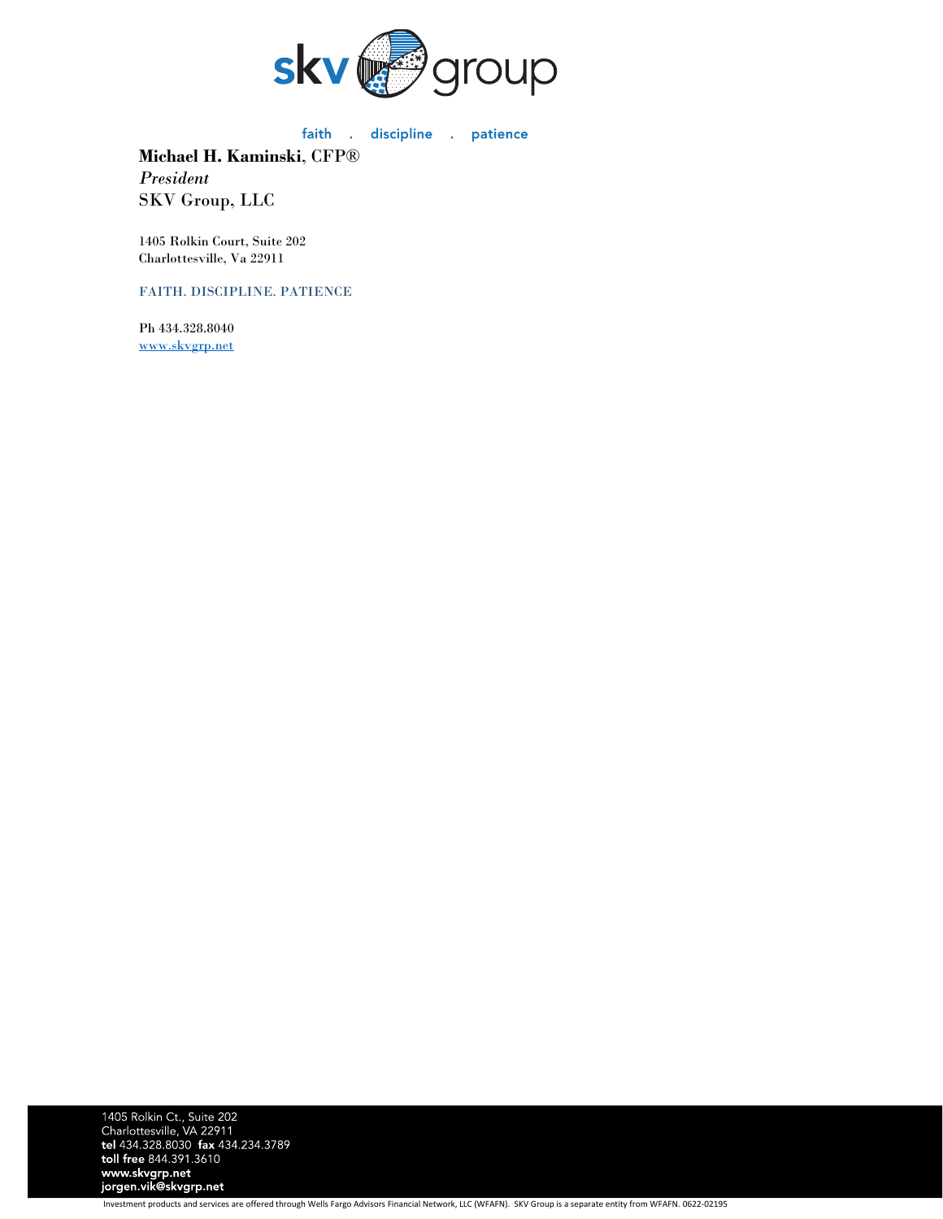skv group

faith . discipline . patience

**Michael H. Kaminski**, CFP®
*President*
SKV Group, LLC

1405 Rolkin Court, Suite 202
Charlottesville, Va 22911

FAITH. DISCIPLINE. PATIENCE

Ph 434.328.8040
www.skvgrp.net

1405 Rolkin Ct., Suite 202
Charlottesville, VA 22911
**tel** 434.328.8030 **fax** 434.234.3789
**toll free** 844.391.3610
**www.skvgrp.net**
**jorgen.vik@skvgrp.net**

Investment products and services are offered through Wells Fargo Advisors Financial Network, LLC (WFAFN). SKV Group is a separate entity from WFAFN. 0622-02195